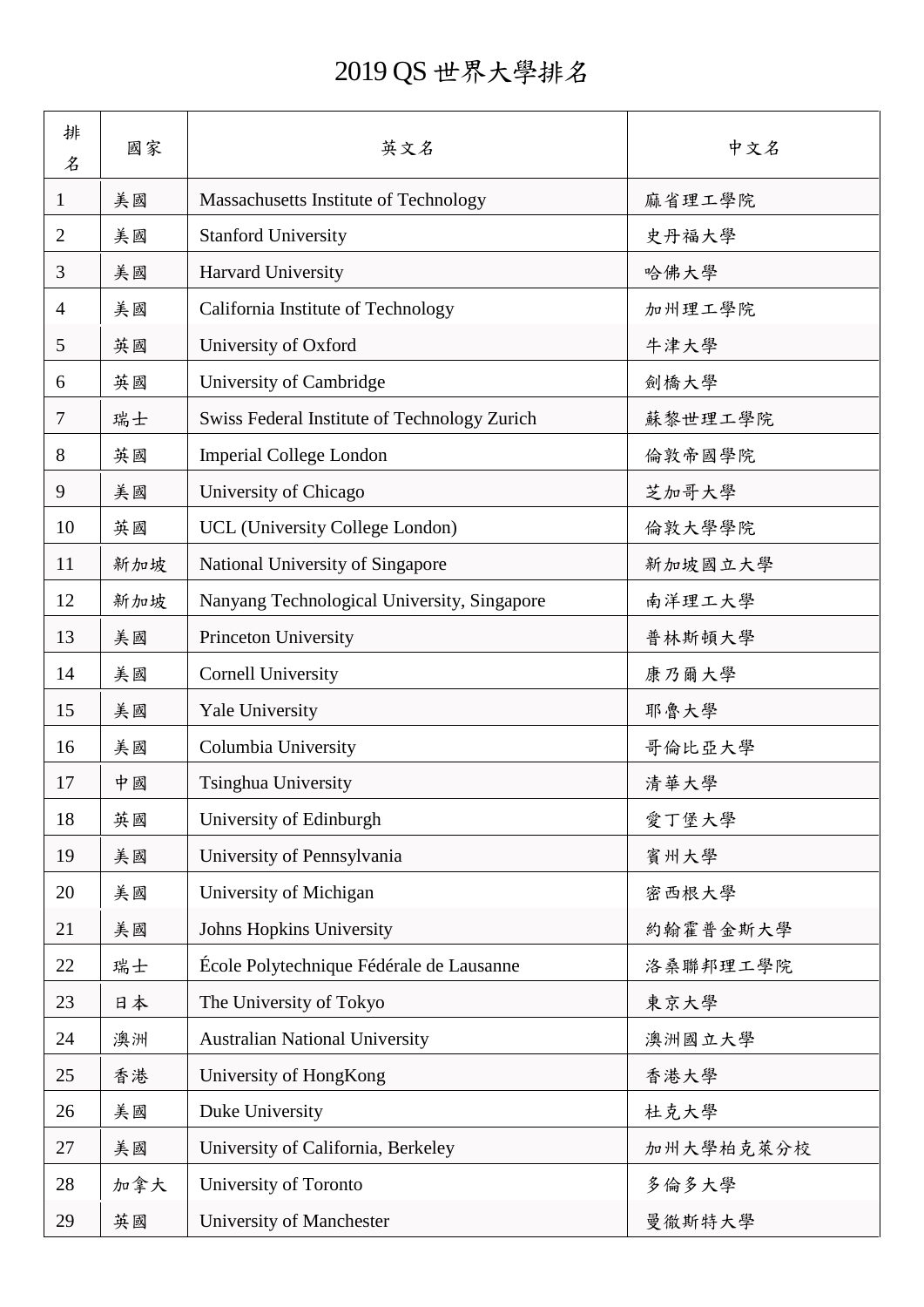# 2019 QS 世界大學排名

| 排名 | 國家 | 英文名 | 中文名 |
|---|---|---|---|
| 1 | 美國 | Massachusetts Institute of Technology | 麻省理工學院 |
| 2 | 美國 | Stanford University | 史丹福大學 |
| 3 | 美國 | Harvard University | 哈佛大學 |
| 4 | 美國 | California Institute of Technology | 加州理工學院 |
| 5 | 英國 | University of Oxford | 牛津大學 |
| 6 | 英國 | University of Cambridge | 劍橋大學 |
| 7 | 瑞士 | Swiss Federal Institute of Technology Zurich | 蘇黎世理工學院 |
| 8 | 英國 | Imperial College London | 倫敦帝國學院 |
| 9 | 美國 | University of Chicago | 芝加哥大學 |
| 10 | 英國 | UCL (University College London) | 倫敦大學學院 |
| 11 | 新加坡 | National University of Singapore | 新加坡國立大學 |
| 12 | 新加坡 | Nanyang Technological University, Singapore | 南洋理工大學 |
| 13 | 美國 | Princeton University | 普林斯頓大學 |
| 14 | 美國 | Cornell University | 康乃爾大學 |
| 15 | 美國 | Yale University | 耶魯大學 |
| 16 | 美國 | Columbia University | 哥倫比亞大學 |
| 17 | 中國 | Tsinghua University | 清華大學 |
| 18 | 英國 | University of Edinburgh | 愛丁堡大學 |
| 19 | 美國 | University of Pennsylvania | 賓州大學 |
| 20 | 美國 | University of Michigan | 密西根大學 |
| 21 | 美國 | Johns Hopkins University | 約翰霍普金斯大學 |
| 22 | 瑞士 | École Polytechnique Fédérale de Lausanne | 洛桑聯邦理工學院 |
| 23 | 日本 | The University of Tokyo | 東京大學 |
| 24 | 澳洲 | Australian National University | 澳洲國立大學 |
| 25 | 香港 | University of HongKong | 香港大學 |
| 26 | 美國 | Duke University | 杜克大學 |
| 27 | 美國 | University of California, Berkeley | 加州大學柏克萊分校 |
| 28 | 加拿大 | University of Toronto | 多倫多大學 |
| 29 | 英國 | University of Manchester | 曼徹斯特大學 |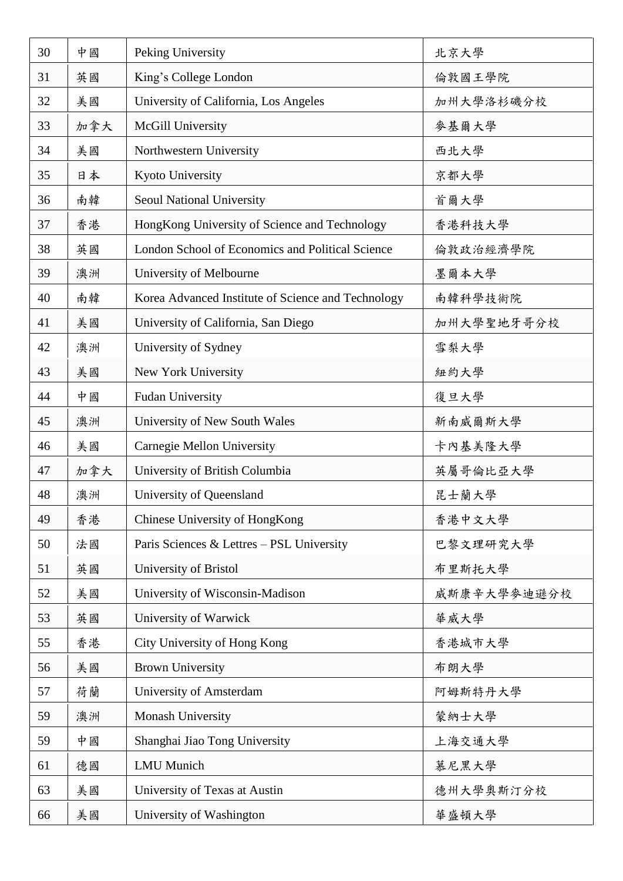| 30 | 中國 | Peking University | 北京大學 |
|---|---|---|---|
| 31 | 英國 | King's College London | 倫敦國王學院 |
| 32 | 美國 | University of California, Los Angeles | 加州大學洛杉磯分校 |
| 33 | 加拿大 | McGill University | 麥基爾大學 |
| 34 | 美國 | Northwestern University | 西北大學 |
| 35 | 日本 | Kyoto University | 京都大學 |
| 36 | 南韓 | Seoul National University | 首爾大學 |
| 37 | 香港 | HongKong University of Science and Technology | 香港科技大學 |
| 38 | 英國 | London School of Economics and Political Science | 倫敦政治經濟學院 |
| 39 | 澳洲 | University of Melbourne | 墨爾本大學 |
| 40 | 南韓 | Korea Advanced Institute of Science and Technology | 南韓科學技術院 |
| 41 | 美國 | University of California, San Diego | 加州大學聖地牙哥分校 |
| 42 | 澳洲 | University of Sydney | 雪梨大學 |
| 43 | 美國 | New York University | 紐約大學 |
| 44 | 中國 | Fudan University | 復旦大學 |
| 45 | 澳洲 | University of New South Wales | 新南威爾斯大學 |
| 46 | 美國 | Carnegie Mellon University | 卡內基美隆大學 |
| 47 | 加拿大 | University of British Columbia | 英屬哥倫比亞大學 |
| 48 | 澳洲 | University of Queensland | 昆士蘭大學 |
| 49 | 香港 | Chinese University of HongKong | 香港中文大學 |
| 50 | 法國 | Paris Sciences & Lettres – PSL University | 巴黎文理研究大學 |
| 51 | 英國 | University of Bristol | 布里斯托大學 |
| 52 | 美國 | University of Wisconsin-Madison | 威斯康辛大學麥迪遜分校 |
| 53 | 英國 | University of Warwick | 華威大學 |
| 55 | 香港 | City University of Hong Kong | 香港城市大學 |
| 56 | 美國 | Brown University | 布朗大學 |
| 57 | 荷蘭 | University of Amsterdam | 阿姆斯特丹大學 |
| 59 | 澳洲 | Monash University | 蒙納士大學 |
| 59 | 中國 | Shanghai Jiao Tong University | 上海交通大學 |
| 61 | 德國 | LMU Munich | 慕尼黑大學 |
| 63 | 美國 | University of Texas at Austin | 德州大學奧斯汀分校 |
| 66 | 美國 | University of Washington | 華盛頓大學 |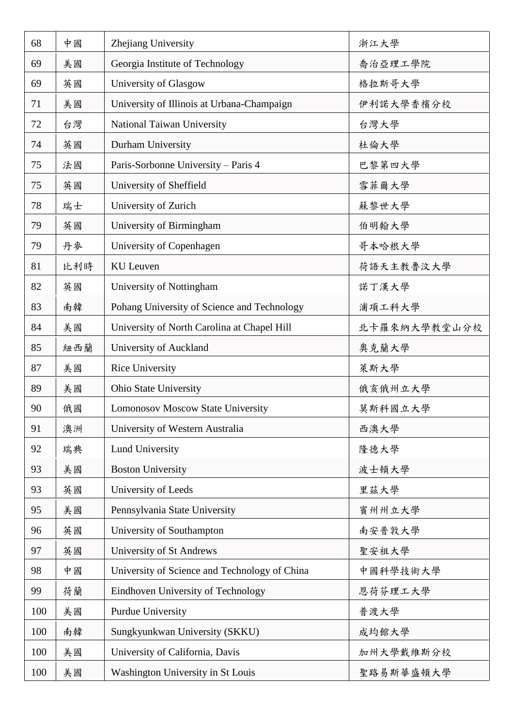| | | | |
|---|---|---|---|
| 68 | 中國 | Zhejiang University | 浙江大學 |
| 69 | 美國 | Georgia Institute of Technology | 喬治亞理工學院 |
| 69 | 英國 | University of Glasgow | 格拉斯哥大學 |
| 71 | 美國 | University of Illinois at Urbana-Champaign | 伊利諾大學香檳分校 |
| 72 | 台灣 | National Taiwan University | 台灣大學 |
| 74 | 英國 | Durham University | 杜倫大學 |
| 75 | 法國 | Paris-Sorbonne University – Paris 4 | 巴黎第四大學 |
| 75 | 英國 | University of Sheffield | 雪菲爾大學 |
| 78 | 瑞士 | University of Zurich | 蘇黎世大學 |
| 79 | 英國 | University of Birmingham | 伯明翰大學 |
| 79 | 丹麥 | University of Copenhagen | 哥本哈根大學 |
| 81 | 比利時 | KU Leuven | 荷語天主教魯汶大學 |
| 82 | 英國 | University of Nottingham | 諾丁漢大學 |
| 83 | 南韓 | Pohang University of Science and Technology | 浦項工科大學 |
| 84 | 美國 | University of North Carolina at Chapel Hill | 北卡羅來納大學教堂山分校 |
| 85 | 紐西蘭 | University of Auckland | 奧克蘭大學 |
| 87 | 美國 | Rice University | 萊斯大學 |
| 89 | 美國 | Ohio State University | 俄亥俄州立大學 |
| 90 | 俄國 | Lomonosov Moscow State University | 莫斯科國立大學 |
| 91 | 澳洲 | University of Western Australia | 西澳大學 |
| 92 | 瑞典 | Lund University | 隆德大學 |
| 93 | 美國 | Boston University | 波士頓大學 |
| 93 | 英國 | University of Leeds | 里茲大學 |
| 95 | 美國 | Pennsylvania State University | 賓州州立大學 |
| 96 | 英國 | University of Southampton | 南安普敦大學 |
| 97 | 英國 | University of St Andrews | 聖安祖大學 |
| 98 | 中國 | University of Science and Technology of China | 中國科學技術大學 |
| 99 | 荷蘭 | Eindhoven University of Technology | 恩荷芬理工大學 |
| 100 | 美國 | Purdue University | 普渡大學 |
| 100 | 南韓 | Sungkyunkwan University (SKKU) | 成均館大學 |
| 100 | 美國 | University of California, Davis | 加州大學戴維斯分校 |
| 100 | 美國 | Washington University in St Louis | 聖路易斯華盛頓大學 |